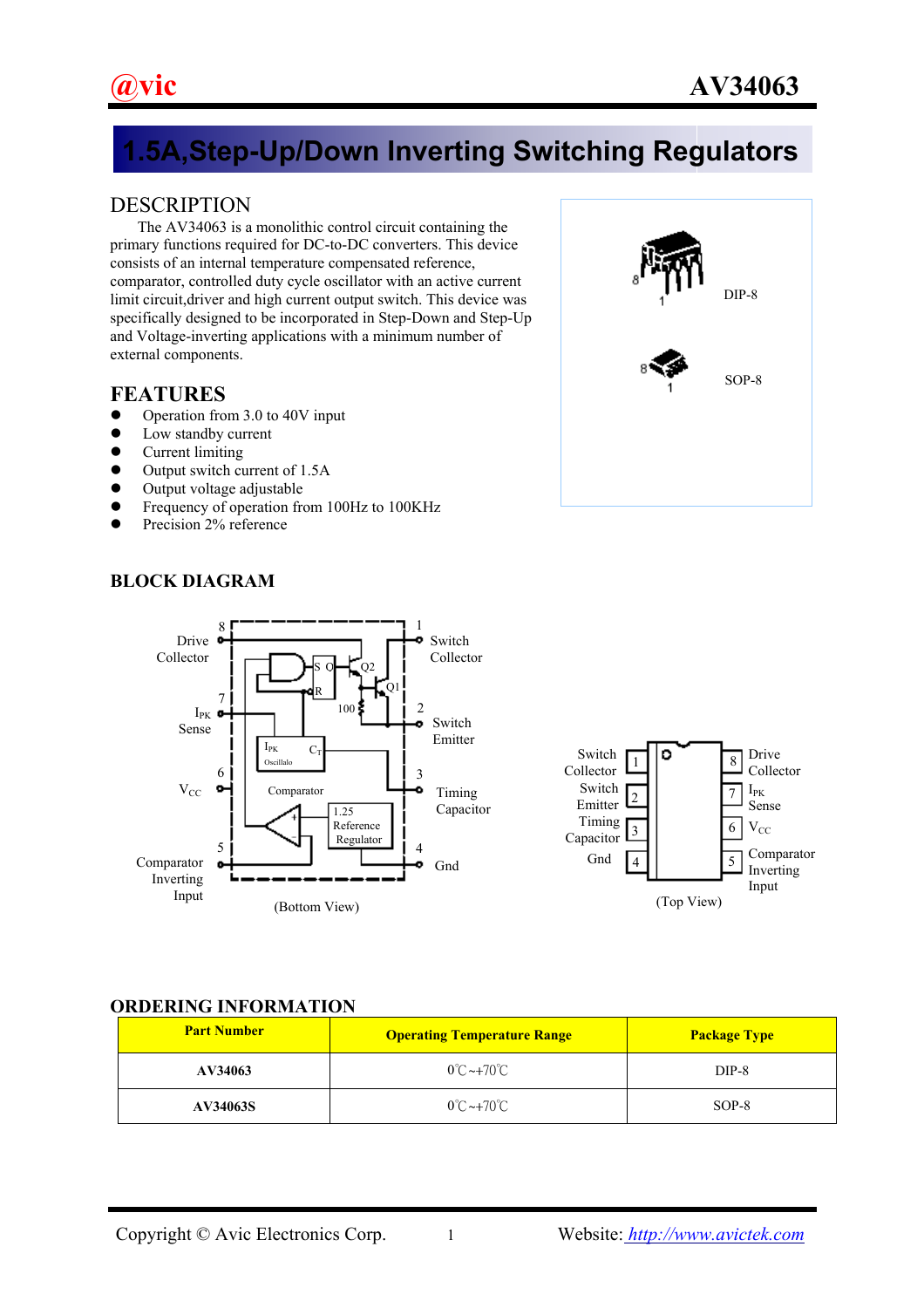# 1.5A,Step-Up/Down Inverting Switching Regulators

## DESCRIPTION

The AV34063 is a monolithic control circuit containing the primary functions required for DC-to-DC converters. This device consists of an internal temperature compensated reference, comparator, controlled duty cycle oscillator with an active current limit circuit,driver and high current output switch. This device was specifically designed to be incorporated in Step-Down and Step-Up and Voltage-inverting applications with a minimum number of external components.

DIP-8

SOP-8

## FEATURES

- Operation from 3.0 to 40V input
- Low standby current
- Current limiting
- Output switch current of 1.5A
- Output voltage adjustable
- Frequency of operation from 100Hz to 100KHz
- Precision 2% reference

## BLOCK DIAGRAM

Pins: 1 Switch Collector; 2 Switch Emitter; 3 Timing Capacitor; 4 Gnd; 5 Comparator Inverting Input; 6 $V_{CC}$; 7 $I_{PK}$ Sense; 8 Drive Collector

Internal blocks: S/R latch (S, Q, R), Q1, Q2, 100 resistor, $I_{PK}$ Oscillator $C_T$, Comparator, 1.25 Reference Regulator

(Bottom View)

(Top View)

## ORDERING INFORMATION

| Part Number | Operating Temperature Range | Package Type |
|---|---|---|
| AV34063 | 0℃~+70℃ | DIP-8 |
| AV34063S | 0℃~+70℃ | SOP-8 |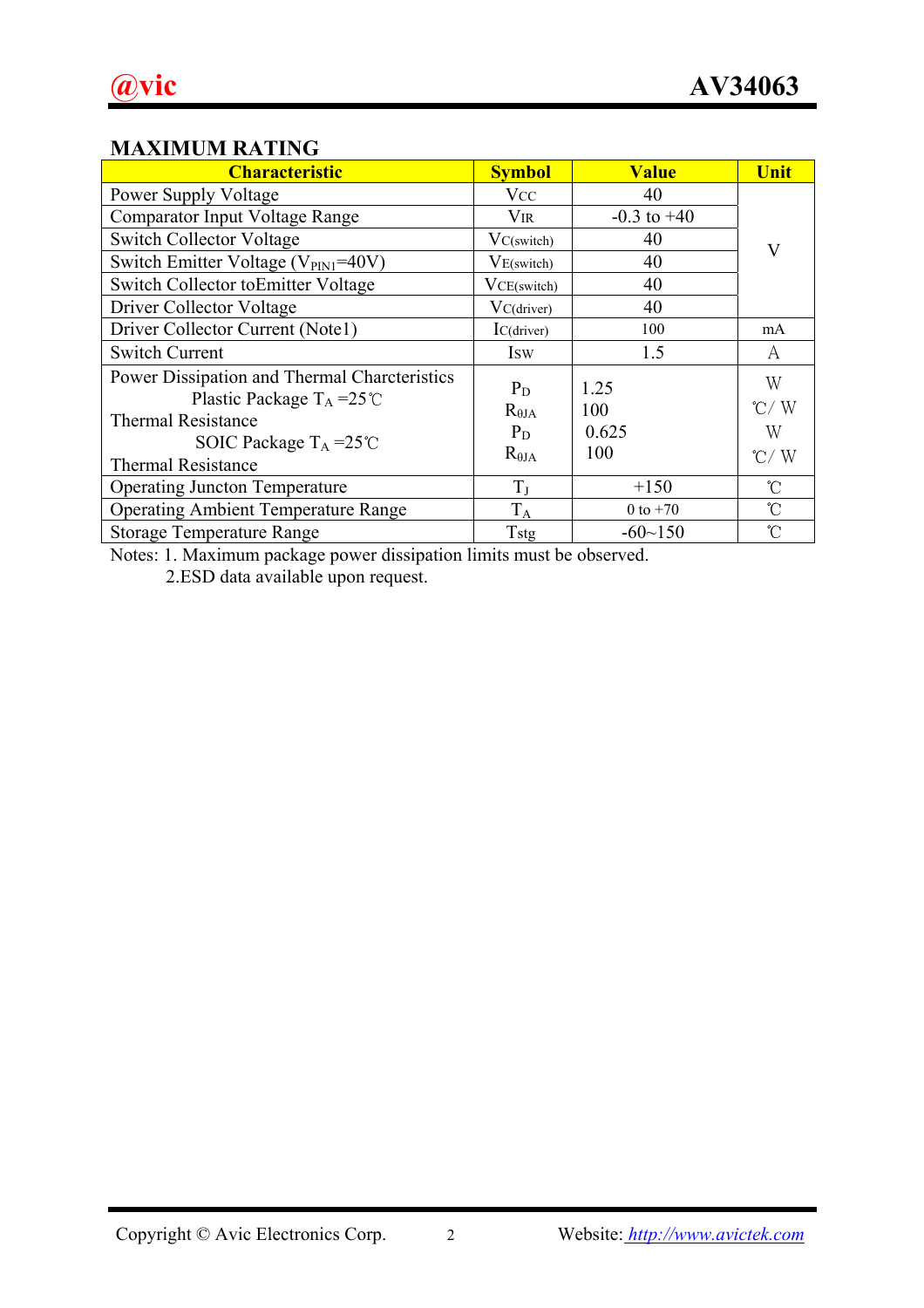## MAXIMUM RATING

| Characteristic | Symbol | Value | Unit |
|---|---|---|---|
| Power Supply Voltage | $V_{CC}$ | 40 | V |
| Comparator Input Voltage Range | $V_{IR}$ | -0.3 to +40 | V |
| Switch Collector Voltage | $V_{C(switch)}$ | 40 | V |
| Switch Emitter Voltage ($V_{PIN1}$=40V) | $V_{E(switch)}$ | 40 | V |
| Switch Collector toEmitter Voltage | $V_{CE(switch)}$ | 40 | V |
| Driver Collector Voltage | $V_{C(driver)}$ | 40 | V |
| Driver Collector Current (Note1) | $I_{C(driver)}$ | 100 | mA |
| Switch Current | $I_{SW}$ | 1.5 | A |
| Power Dissipation and Thermal Charcteristics<br>Plastic Package $T_A$ =25℃<br>Thermal Resistance<br>SOIC Package $T_A$ =25℃<br>Thermal Resistance | $P_D$<br>$R_{\theta JA}$<br>$P_D$<br>$R_{\theta JA}$ | 1.25<br>100<br>0.625<br>100 | W<br>℃/ W<br>W<br>℃/ W |
| Operating Juncton Temperature | $T_J$ | +150 | ℃ |
| Operating Ambient Temperature Range | $T_A$ | 0 to +70 | ℃ |
| Storage Temperature Range | Tstg | -60~150 | ℃ |

Notes: 1. Maximum package power dissipation limits must be observed.
2.ESD data available upon request.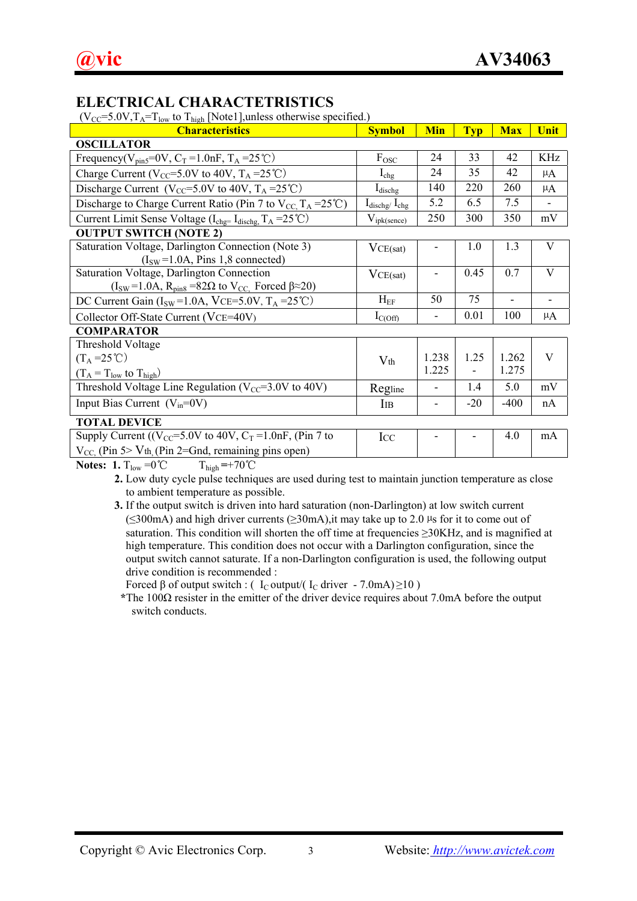## ELECTRICAL CHARACTETRISTICS

($V_{CC}$=5.0V,$T_A$=$T_{low}$ to $T_{high}$ [Note1],unless otherwise specified.)

| Characteristics | Symbol | Min | Typ | Max | Unit |
|---|---|---|---|---|---|
| **OSCILLATOR** | | | | | |
| Frequency($V_{pin5}$=0V, $C_T$ =1.0nF, $T_A$ =25℃) | $F_{OSC}$ | 24 | 33 | 42 | KHz |
| Charge Current ($V_{CC}$=5.0V to 40V, $T_A$ =25℃) | $I_{chg}$ | 24 | 35 | 42 | μA |
| Discharge Current ($V_{CC}$=5.0V to 40V, $T_A$ =25℃) | $I_{dischg}$ | 140 | 220 | 260 | μA |
| Discharge to Charge Current Ratio (Pin 7 to $V_{CC}$, $T_A$ =25℃) | $I_{dischg}/I_{chg}$ | 5.2 | 6.5 | 7.5 | - |
| Current Limit Sense Voltage ($I_{chg}$= $I_{dischg}$, $T_A$ =25℃) | $V_{ipk(sence)}$ | 250 | 300 | 350 | mV |
| **OUTPUT SWITCH (NOTE 2)** | | | | | |
| Saturation Voltage, Darlington Connection (Note 3) ($I_{SW}$=1.0A, Pins 1,8 connected) | $V_{CE(sat)}$ | - | 1.0 | 1.3 | V |
| Saturation Voltage, Darlington Connection ($I_{SW}$=1.0A, $R_{pin8}$ =82Ω to $V_{CC}$, Forced β≈20) | $V_{CE(sat)}$ | - | 0.45 | 0.7 | V |
| DC Current Gain ($I_{SW}$=1.0A, $V_{CE}$=5.0V, $T_A$ =25℃) | $H_{EF}$ | 50 | 75 | - | - |
| Collector Off-State Current ($V_{CE}$=40V) | $I_{C(Off)}$ | - | 0.01 | 100 | μA |
| **COMPARATOR** | | | | | |
| Threshold Voltage ($T_A$ =25℃) | $V_{th}$ | 1.238 | 1.25 | 1.262 | V |
| Threshold Voltage ($T_A$ = $T_{low}$ to $T_{high}$) | $V_{th}$ | 1.225 | - | 1.275 | V |
| Threshold Voltage Line Regulation ($V_{CC}$=3.0V to 40V) | $Reg_{line}$ | - | 1.4 | 5.0 | mV |
| Input Bias Current ($V_{in}$=0V) | $I_{IB}$ | - | -20 | -400 | nA |
| **TOTAL DEVICE** | | | | | |
| Supply Current (($V_{CC}$=5.0V to 40V, $C_T$=1.0nF, (Pin 7 to $V_{CC}$, (Pin 5> $V_{th}$, (Pin 2=Gnd, remaining pins open) | $I_{CC}$ | - | - | 4.0 | mA |

**Notes:**

1. $T_{low}$ =0℃ $T_{high}$ =+70℃
2. Low duty cycle pulse techniques are used during test to maintain junction temperature as close to ambient temperature as possible.
3. If the output switch is driven into hard saturation (non-Darlington) at low switch current (≤300mA) and high driver currents (≥30mA),it may take up to 2.0 μs for it to come out of saturation. This condition will shorten the off time at frequencies ≥30KHz, and is magnified at high temperature. This condition does not occur with a Darlington configuration, since the output switch cannot saturate. If a non-Darlington configuration is used, the following output drive condition is recommended :

   Forced β of output switch : ( $I_C$ output/( $I_C$ driver - 7.0mA)≥10 )

   *The 100Ω resister in the emitter of the driver device requires about 7.0mA before the output switch conducts.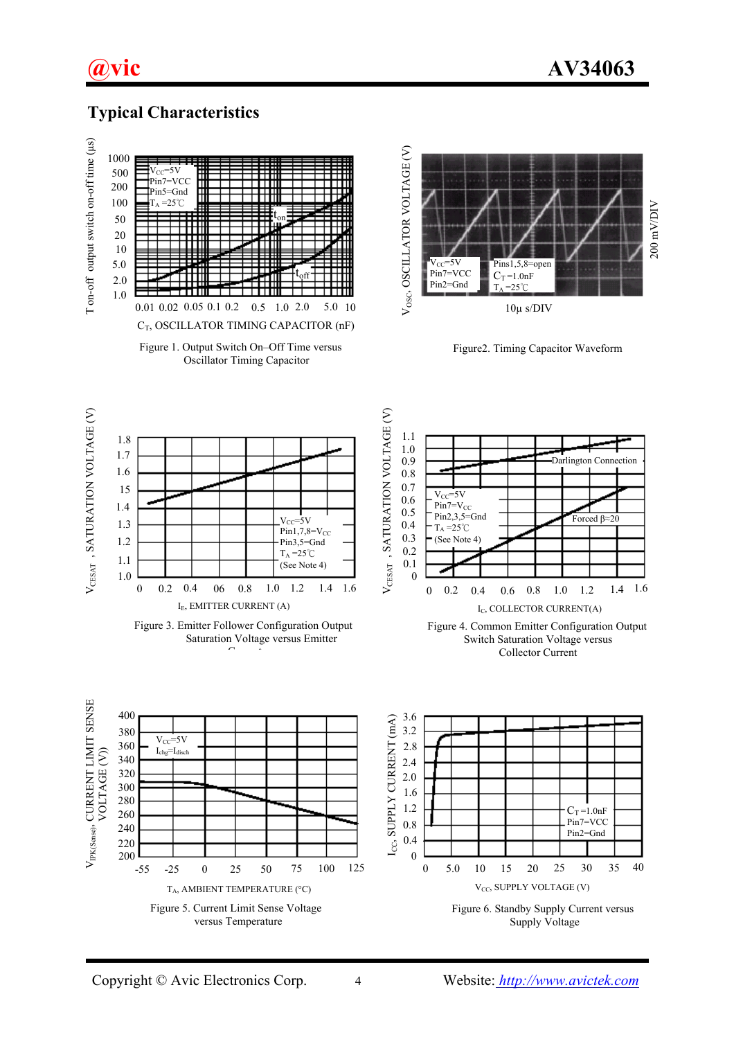## Typical Characteristics

Figure 1. Output Switch On–Off Time versus Oscillator Timing Capacitor

Figure2. Timing Capacitor Waveform

Figure 3. Emitter Follower Configuration Output Saturation Voltage versus Emitter Current

Figure 4. Common Emitter Configuration Output Switch Saturation Voltage versus Collector Current

Figure 5. Current Limit Sense Voltage versus Temperature

Figure 6. Standby Supply Current versus Supply Voltage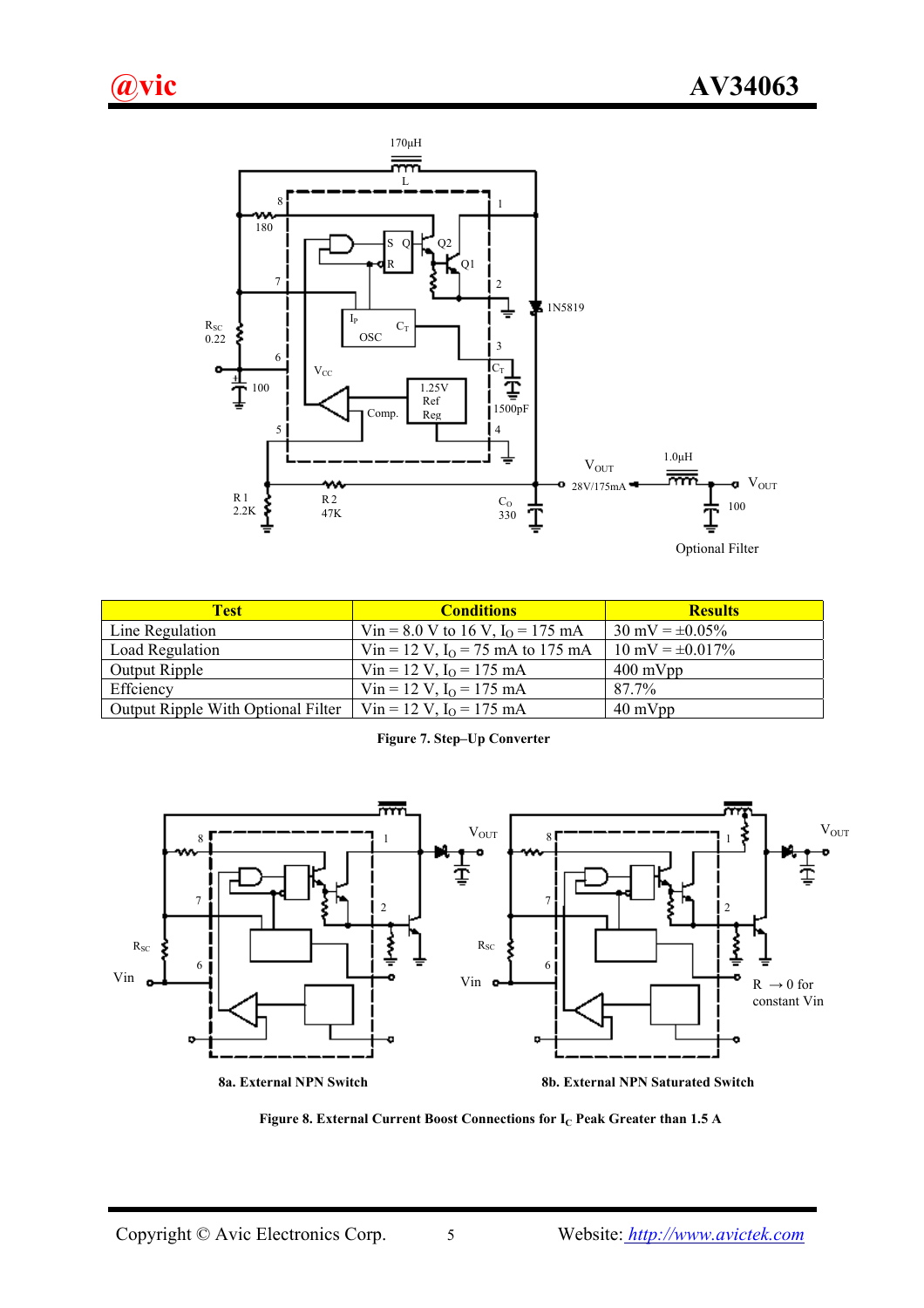| Test | Conditions | Results |
|---|---|---|
| Line Regulation | Vin = 8.0 V to 16 V, $I_O$ = 175 mA | 30 mV = ±0.05% |
| Load Regulation | Vin = 12 V, $I_O$ = 75 mA to 175 mA | 10 mV = ±0.017% |
| Output Ripple | Vin = 12 V, $I_O$ = 175 mA | 400 mVpp |
| Effciency | Vin = 12 V, $I_O$ = 175 mA | 87.7% |
| Output Ripple With Optional Filter | Vin = 12 V, $I_O$ = 175 mA | 40 mVpp |

**Figure 7. Step–Up Converter**

8a. External NPN Switch

8b. External NPN Saturated Switch

**Figure 8. External Current Boost Connections for $I_C$ Peak Greater than 1.5 A**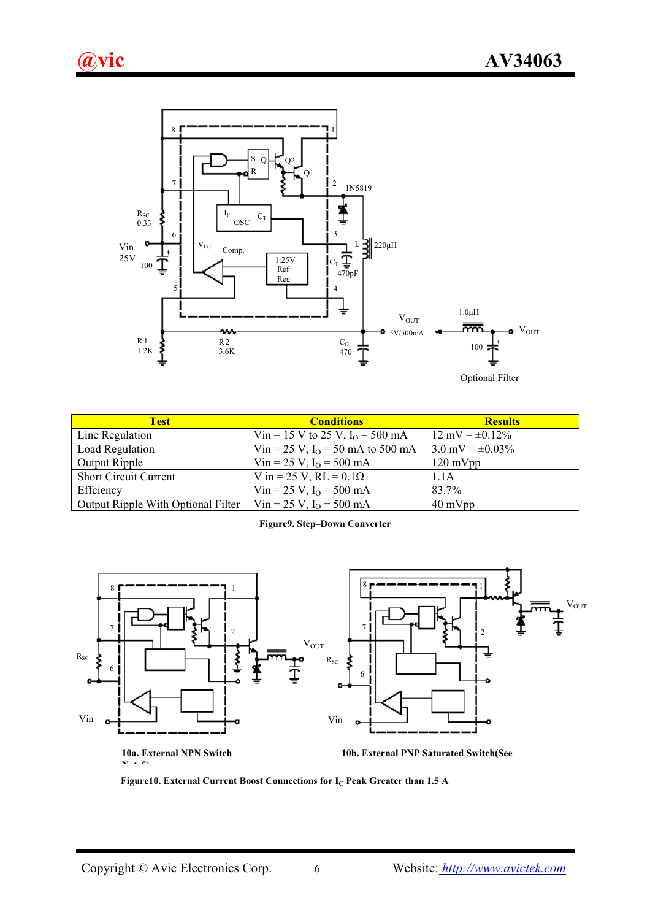| Test | Conditions | Results |
| --- | --- | --- |
| Line Regulation | Vin = 15 V to 25 V, $I_O$ = 500 mA | 12 mV = ±0.12% |
| Load Regulation | Vin = 25 V, $I_O$ = 50 mA to 500 mA | 3.0 mV = ±0.03% |
| Output Ripple | Vin = 25 V, $I_O$ = 500 mA | 120 mVpp |
| Short Circuit Current | V in = 25 V, RL = 0.1Ω | 1.1A |
| Effciency | Vin = 25 V, $I_O$ = 500 mA | 83.7% |
| Output Ripple With Optional Filter | Vin = 25 V, $I_O$ = 500 mA | 40 mVpp |

**Figure9. Step–Down Converter**

**10a. External NPN Switch** **10b. External PNP Saturated Switch(See Note 5)**

**Figure10. External Current Boost Connections for $I_C$ Peak Greater than 1.5 A**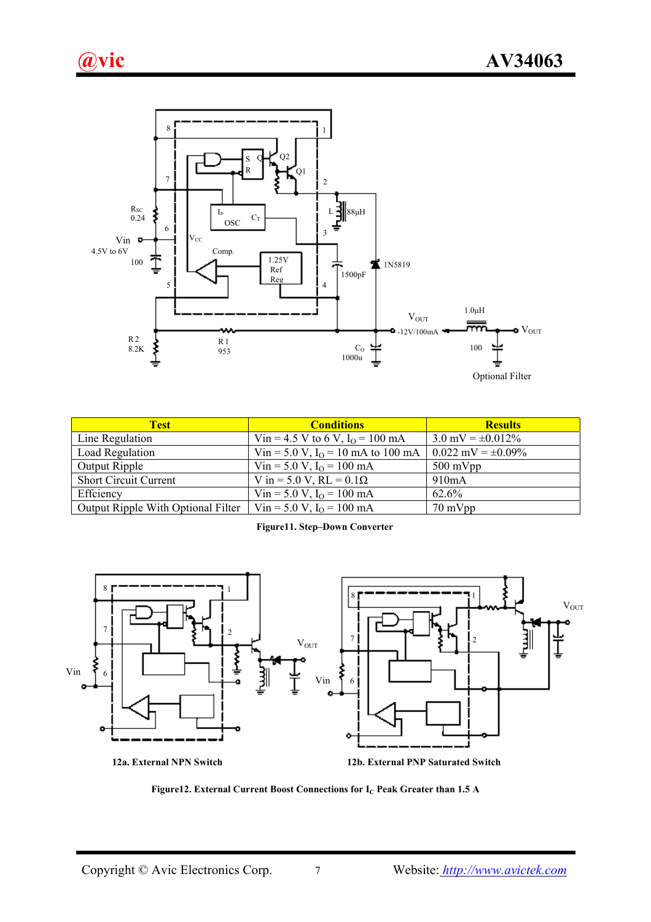| Test | Conditions | Results |
| --- | --- | --- |
| Line Regulation | Vin = 4.5 V to 6 V, $I_O$ = 100 mA | 3.0 mV = ±0.012% |
| Load Regulation | Vin = 5.0 V, $I_O$ = 10 mA to 100 mA | 0.022 mV = ±0.09% |
| Output Ripple | Vin = 5.0 V, $I_O$ = 100 mA | 500 mVpp |
| Short Circuit Current | V in = 5.0 V, RL = 0.1Ω | 910mA |
| Effciency | Vin = 5.0 V, $I_O$ = 100 mA | 62.6% |
| Output Ripple With Optional Filter | Vin = 5.0 V, $I_O$ = 100 mA | 70 mVpp |

**Figure11. Step–Down Converter**

**12a. External NPN Switch**

**12b. External PNP Saturated Switch**

**Figure12. External Current Boost Connections for $I_C$ Peak Greater than 1.5 A**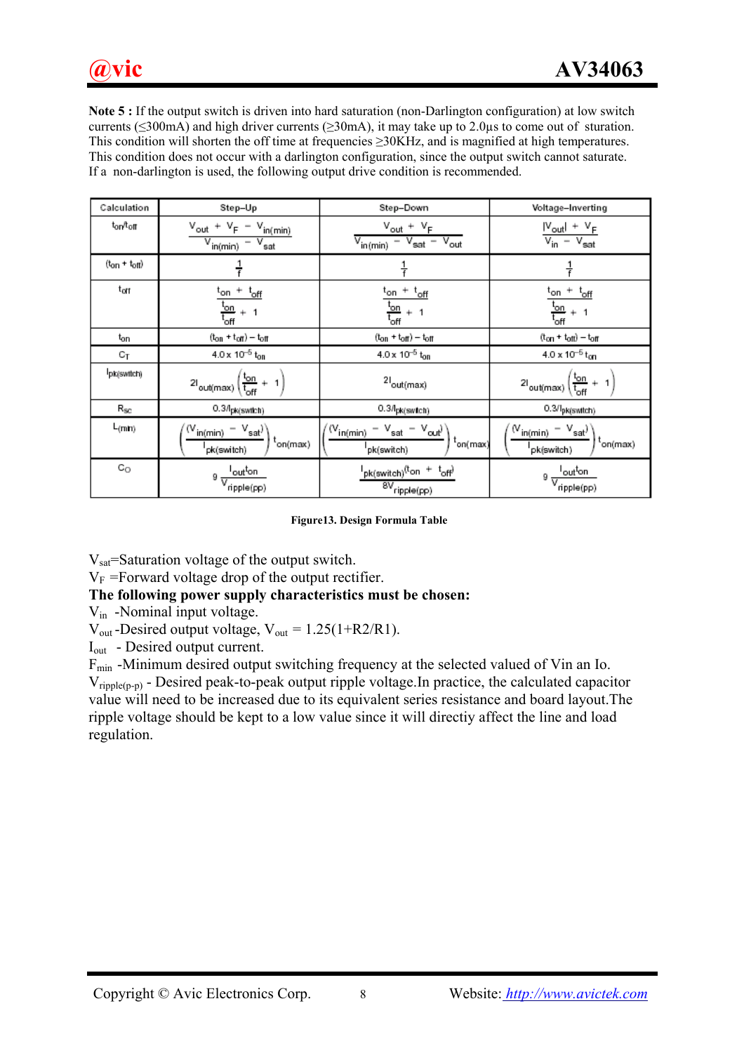**Note 5 :** If the output switch is driven into hard saturation (non-Darlington configuration) at low switch currents (≤300mA) and high driver currents (≥30mA), it may take up to 2.0µs to come out of sturation. This condition will shorten the off time at frequencies ≥30KHz, and is magnified at high temperatures. This condition does not occur with a darlington configuration, since the output switch cannot saturate. If a non-darlington is used, the following output drive condition is recommended.

| Calculation | Step-Up | Step-Down | Voltage-Inverting |
|---|---|---|---|
| $t_{on}/t_{off}$ | $\frac{V_{out} + V_F - V_{in(min)}}{V_{in(min)} - V_{sat}}$ | $\frac{V_{out} + V_F}{V_{in(min)} - V_{sat} - V_{out}}$ | $\frac{\lvert V_{out}\rvert + V_F}{V_{in} - V_{sat}}$ |
| $(t_{on} + t_{off})$ | $\frac{1}{f}$ | $\frac{1}{f}$ | $\frac{1}{f}$ |
| $t_{off}$ | $\frac{t_{on} + t_{off}}{\frac{t_{on}}{t_{off}} + 1}$ | $\frac{t_{on} + t_{off}}{\frac{t_{on}}{t_{off}} + 1}$ | $\frac{t_{on} + t_{off}}{\frac{t_{on}}{t_{off}} + 1}$ |
| $t_{on}$ | $(t_{on} + t_{off}) - t_{off}$ | $(t_{on} + t_{off}) - t_{off}$ | $(t_{on} + t_{off}) - t_{off}$ |
| $C_T$ | $4.0 \times 10^{-5}\ t_{on}$ | $4.0 \times 10^{-5}\ t_{on}$ | $4.0 \times 10^{-5}\ t_{on}$ |
| $I_{pk(switch)}$ | $2I_{out(max)}\left(\frac{t_{on}}{t_{off}} + 1\right)$ | $2I_{out(max)}$ | $2I_{out(max)}\left(\frac{t_{on}}{t_{off}} + 1\right)$ |
| $R_{sc}$ | $0.3/I_{pk(switch)}$ | $0.3/I_{pk(switch)}$ | $0.3/I_{pk(switch)}$ |
| $L_{(min)}$ | $\left(\frac{V_{in(min)} - V_{sat}}{I_{pk(switch)}}\right) t_{on(max)}$ | $\left(\frac{V_{in(min)} - V_{sat} - V_{out}}{I_{pk(switch)}}\right) t_{on(max)}$ | $\left(\frac{V_{in(min)} - V_{sat}}{I_{pk(switch)}}\right) t_{on(max)}$ |
| $C_O$ | $9\frac{I_{out}t_{on}}{V_{ripple(pp)}}$ | $\frac{I_{pk(switch)}(t_{on} + t_{off})}{8V_{ripple(pp)}}$ | $9\frac{I_{out}t_{on}}{V_{ripple(pp)}}$ |

**Figure13. Design Formula Table**

$V_{sat}$=Saturation voltage of the output switch.

$V_F$ =Forward voltage drop of the output rectifier.

**The following power supply characteristics must be chosen:**

$V_{in}$ -Nominal input voltage.

$V_{out}$ -Desired output voltage, $V_{out}$ = 1.25(1+R2/R1).

$I_{out}$ - Desired output current.

$F_{min}$ -Minimum desired output switching frequency at the selected valued of Vin an Io.

$V_{ripple(p\text{-}p)}$ - Desired peak-to-peak output ripple voltage.In practice, the calculated capacitor value will need to be increased due to its equivalent series resistance and board layout.The ripple voltage should be kept to a low value since it will directiy affect the line and load regulation.